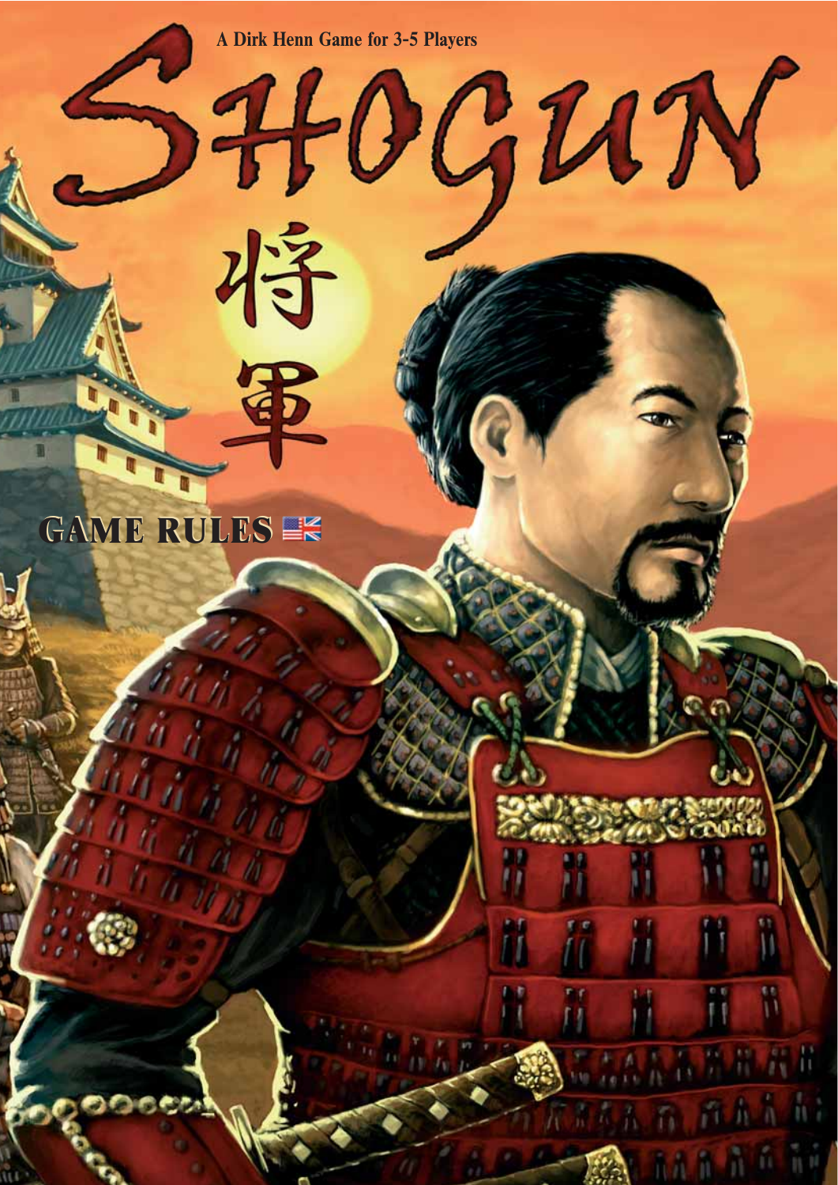A Dirk Henn Game for 3-5 Players

# SHOGUN

将軍

## GAME RULES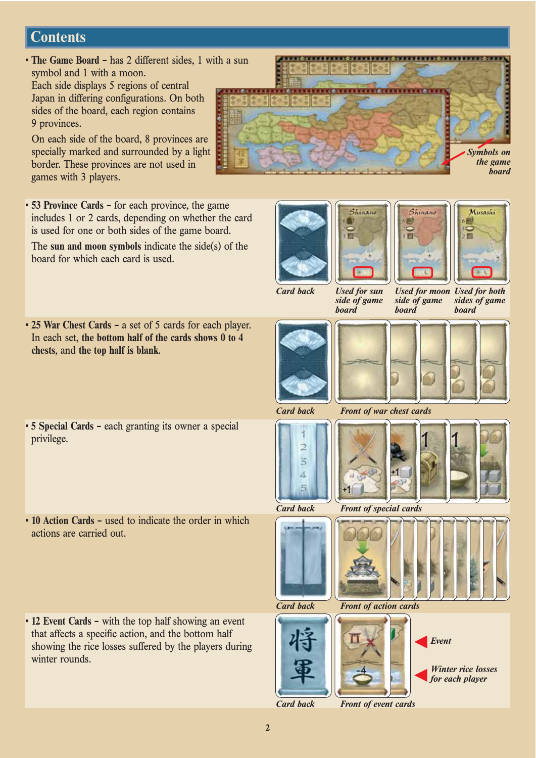## Contents

- **The Game Board –** has 2 different sides, 1 with a sun symbol and 1 with a moon. Each side displays 5 regions of central Japan in differing configurations. On both sides of the board, each region contains 9 provinces.

  On each side of the board, 8 provinces are specially marked and surrounded by a light border. These provinces are not used in games with 3 players.

*Symbols on the game board*

- **53 Province Cards –** for each province, the game includes 1 or 2 cards, depending on whether the card is used for one or both sides of the game board.

  The **sun and moon symbols** indicate the side(s) of the board for which each card is used.

*Card back* | *Used for sun side of game board* | *Used for moon side of game board* | *Used for both sides of game board*

- **25 War Chest Cards –** a set of 5 cards for each player. In each set, **the bottom half of the cards shows 0 to 4 chests**, and **the top half is blank**.

*Card back* | *Front of war chest cards*

- **5 Special Cards –** each granting its owner a special privilege.

*Card back* | *Front of special cards*

- **10 Action Cards –** used to indicate the order in which actions are carried out.

*Card back* | *Front of action cards*

- **12 Event Cards –** with the top half showing an event that affects a specific action, and the bottom half showing the rice losses suffered by the players during winter rounds.

*Event*

*Winter rice losses for each player*

*Card back* | *Front of event cards*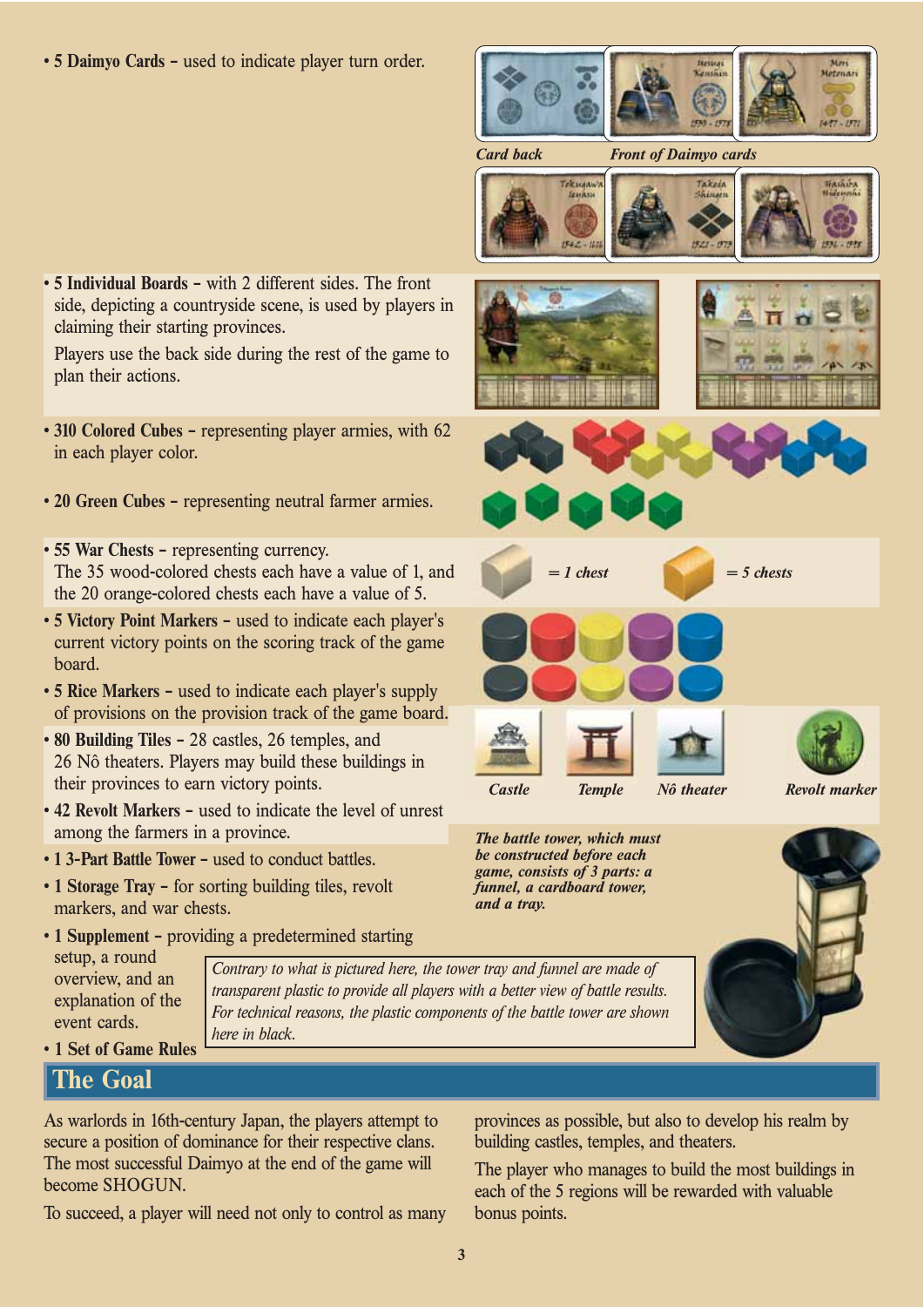- **5 Daimyo Cards** – used to indicate player turn order.

*Card back* *Front of Daimyo cards*

- **5 Individual Boards** – with 2 different sides. The front side, depicting a countryside scene, is used by players in claiming their starting provinces.

  Players use the back side during the rest of the game to plan their actions.

- **310 Colored Cubes** – representing player armies, with 62 in each player color.
- **20 Green Cubes** – representing neutral farmer armies.
- **55 War Chests** – representing currency. The 35 wood-colored chests each have a value of 1, and the 20 orange-colored chests each have a value of 5.

*= 1 chest* *= 5 chests*

- **5 Victory Point Markers** – used to indicate each player's current victory points on the scoring track of the game board.
- **5 Rice Markers** – used to indicate each player's supply of provisions on the provision track of the game board.
- **80 Building Tiles** – 28 castles, 26 temples, and 26 Nô theaters. Players may build these buildings in their provinces to earn victory points.
- **42 Revolt Markers** – used to indicate the level of unrest among the farmers in a province.

*Castle* *Temple* *Nô theater* *Revolt marker*

- **1 3-Part Battle Tower** – used to conduct battles.
- **1 Storage Tray** – for sorting building tiles, revolt markers, and war chests.
- **1 Supplement** – providing a predetermined starting setup, a round overview, and an explanation of the event cards.
- **1 Set of Game Rules**

*The battle tower, which must be constructed before each game, consists of 3 parts: a funnel, a cardboard tower, and a tray.*

*Contrary to what is pictured here, the tower tray and funnel are made of transparent plastic to provide all players with a better view of battle results. For technical reasons, the plastic components of the battle tower are shown here in black.*

## The Goal

As warlords in 16th-century Japan, the players attempt to secure a position of dominance for their respective clans. The most successful Daimyo at the end of the game will become SHOGUN.

To succeed, a player will need not only to control as many provinces as possible, but also to develop his realm by building castles, temples, and theaters.

The player who manages to build the most buildings in each of the 5 regions will be rewarded with valuable bonus points.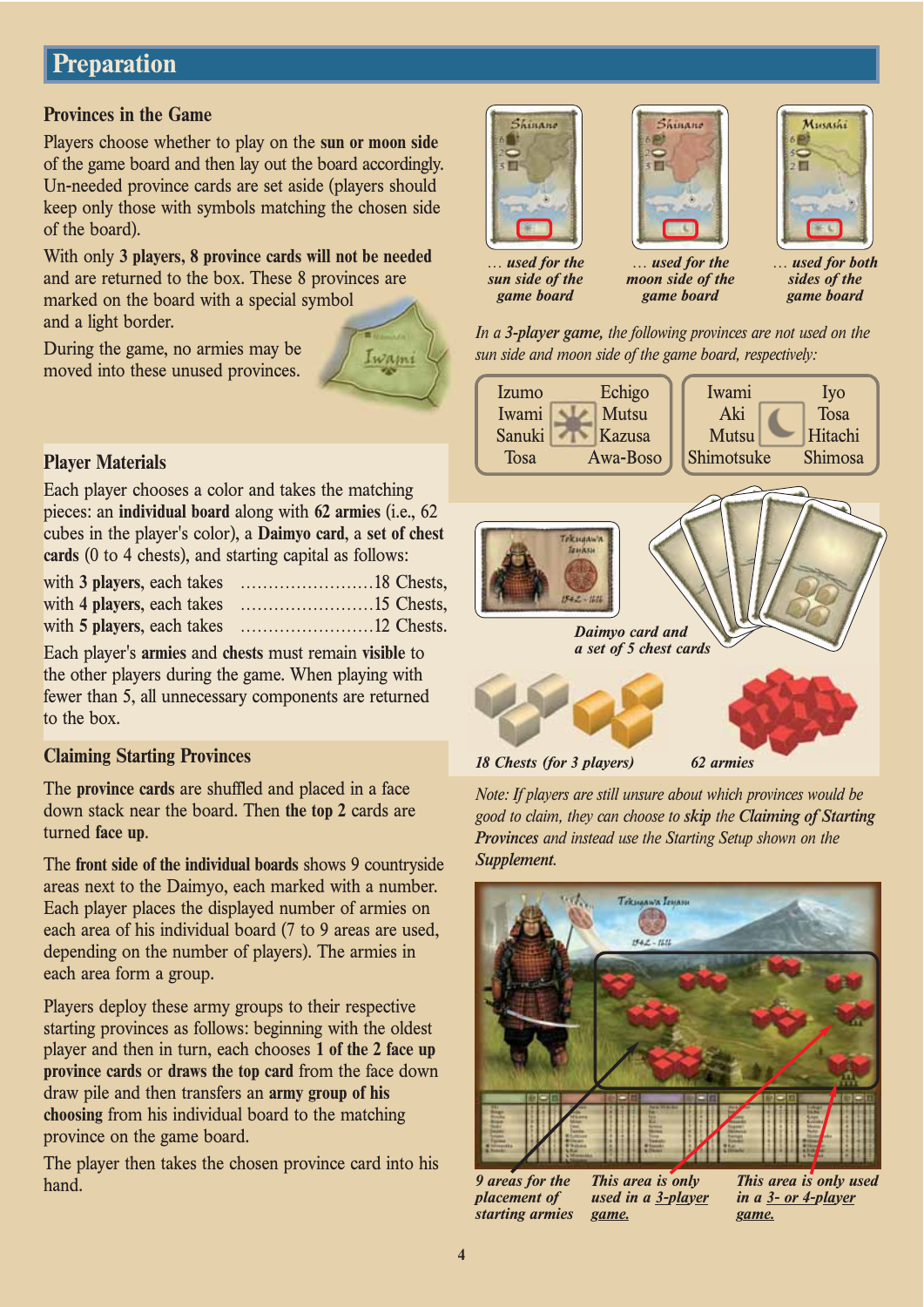# Preparation

## Provinces in the Game

Players choose whether to play on the **sun or moon side** of the game board and then lay out the board accordingly. Un-needed province cards are set aside (players should keep only those with symbols matching the chosen side of the board).

With only **3 players, 8 province cards will not be needed** and are returned to the box. These 8 provinces are marked on the board with a special symbol and a light border.

During the game, no armies may be moved into these unused provinces.

*... used for the sun side of the game board*

*... used for the moon side of the game board*

*... used for both sides of the game board*

*In a **3-player game,** the following provinces are not used on the sun side and moon side of the game board, respectively:*

| Sun side | | Moon side | |
|---|---|---|---|
| Izumo | Echigo | Iwami | Iyo |
| Iwami | Mutsu | Aki | Tosa |
| Sanuki | Kazusa | Mutsu | Hitachi |
| Tosa | Awa-Boso | Shimotsuke | Shimosa |

## Player Materials

Each player chooses a color and takes the matching pieces: an **individual board** along with **62 armies** (i.e., 62 cubes in the player's color), a **Daimyo card**, a **set of chest cards** (0 to 4 chests), and starting capital as follows:

with **3 players**, each takes ........................18 Chests,
with **4 players**, each takes ........................15 Chests,
with **5 players**, each takes ........................12 Chests.

Each player's **armies** and **chests** must remain **visible** to the other players during the game. When playing with fewer than 5, all unnecessary components are returned to the box.

*Daimyo card and a set of 5 chest cards*

*18 Chests (for 3 players)*

*62 armies*

## Claiming Starting Provinces

The **province cards** are shuffled and placed in a face down stack near the board. Then **the top 2** cards are turned **face up**.

The **front side of the individual boards** shows 9 countryside areas next to the Daimyo, each marked with a number. Each player places the displayed number of armies on each area of his individual board (7 to 9 areas are used, depending on the number of players). The armies in each area form a group.

Players deploy these army groups to their respective starting provinces as follows: beginning with the oldest player and then in turn, each chooses **1 of the 2 face up province cards** or **draws the top card** from the face down draw pile and then transfers an **army group of his choosing** from his individual board to the matching province on the game board.

The player then takes the chosen province card into his hand.

*Note: If players are still unsure about which provinces would be good to claim, they can choose to **skip** the **Claiming of Starting Provinces** and instead use the Starting Setup shown on the **Supplement**.*

*9 areas for the placement of starting armies*

*This area is only used in a 3-player game.*

*This area is only used in a 3- or 4-player game.*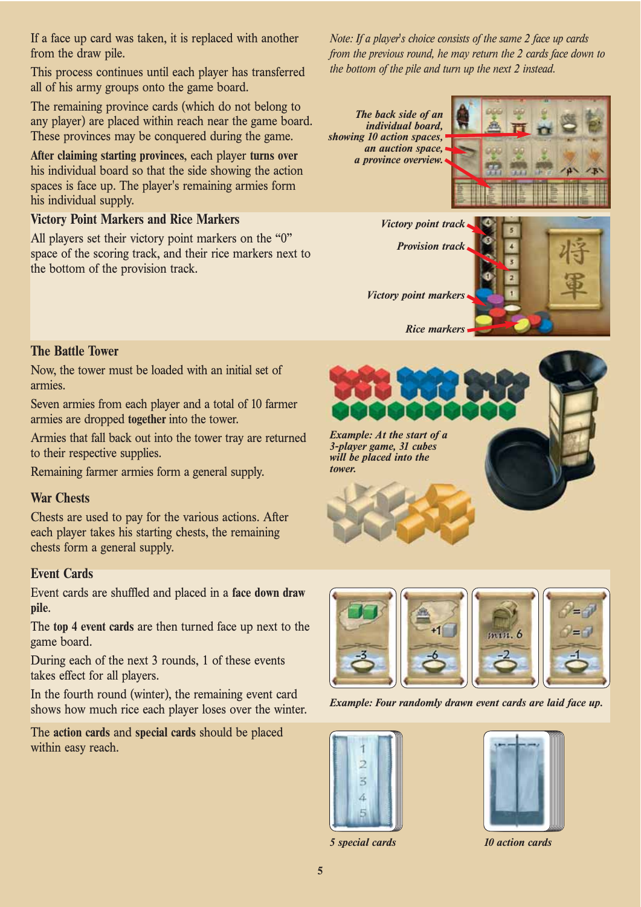If a face up card was taken, it is replaced with another from the draw pile.

This process continues until each player has transferred all of his army groups onto the game board.

The remaining province cards (which do not belong to any player) are placed within reach near the game board. These provinces may be conquered during the game.

**After claiming starting provinces**, each player **turns over** his individual board so that the side showing the action spaces is face up. The player's remaining armies form his individual supply.

*Note: If a player's choice consists of the same 2 face up cards from the previous round, he may return the 2 cards face down to the bottom of the pile and turn up the next 2 instead.*

***The back side of an individual board, showing 10 action spaces, an auction space, a province overview.***

## Victory Point Markers and Rice Markers

All players set their victory point markers on the "0" space of the scoring track, and their rice markers next to the bottom of the provision track.

***Victory point track***

***Provision track***

***Victory point markers***

***Rice markers***

## The Battle Tower

Now, the tower must be loaded with an initial set of armies.

Seven armies from each player and a total of 10 farmer armies are dropped **together** into the tower.

Armies that fall back out into the tower tray are returned to their respective supplies.

Remaining farmer armies form a general supply.

***Example: At the start of a 3-player game, 31 cubes will be placed into the tower.***

## War Chests

Chests are used to pay for the various actions. After each player takes his starting chests, the remaining chests form a general supply.

## Event Cards

Event cards are shuffled and placed in a **face down draw pile**.

The **top 4 event cards** are then turned face up next to the game board.

During each of the next 3 rounds, 1 of these events takes effect for all players.

In the fourth round (winter), the remaining event card shows how much rice each player loses over the winter.

***Example: Four randomly drawn event cards are laid face up.***

The **action cards** and **special cards** should be placed within easy reach.

***5 special cards***

***10 action cards***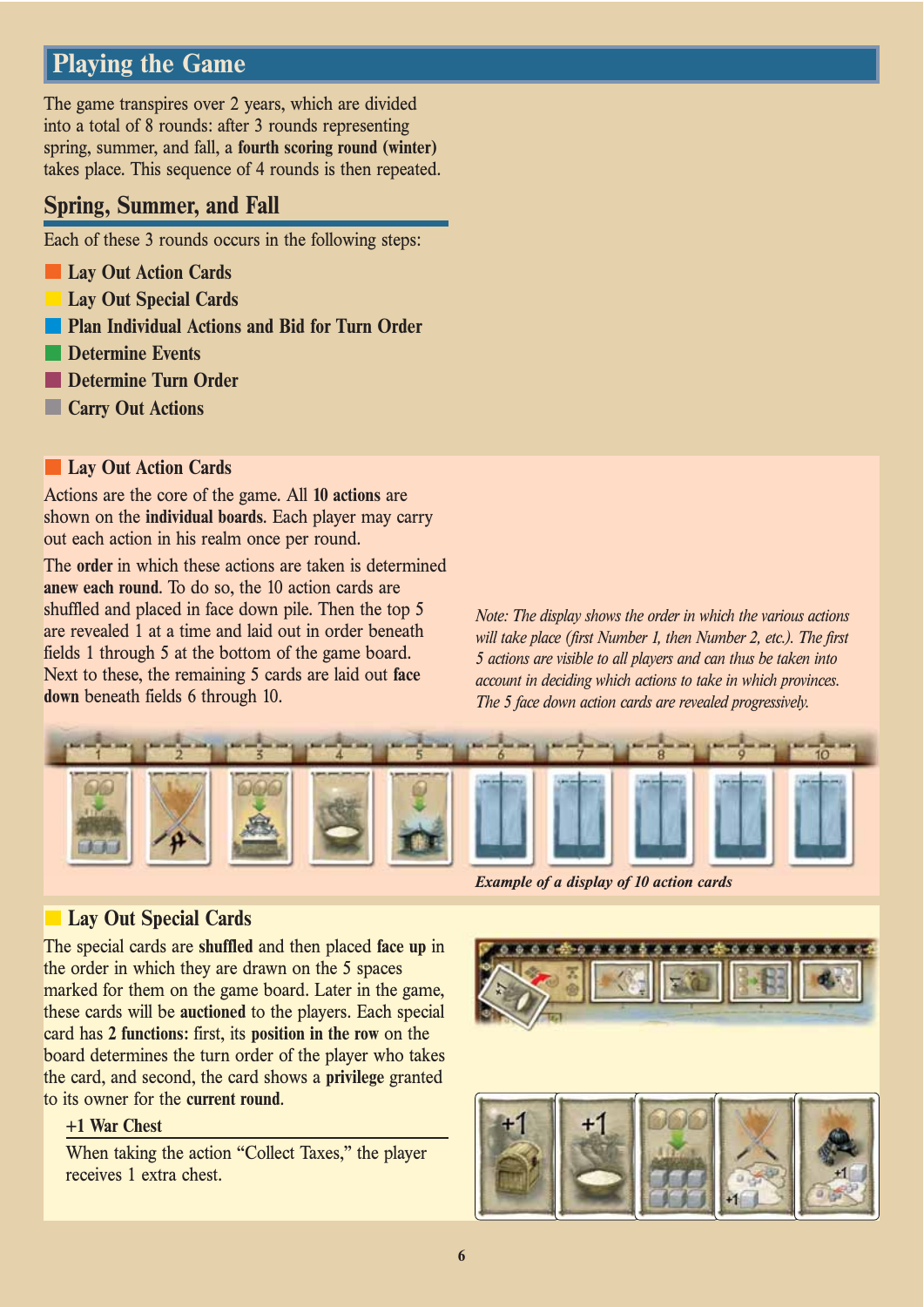## Playing the Game

The game transpires over 2 years, which are divided into a total of 8 rounds: after 3 rounds representing spring, summer, and fall, a **fourth scoring round (winter)** takes place. This sequence of 4 rounds is then repeated.

### Spring, Summer, and Fall

Each of these 3 rounds occurs in the following steps:

- **Lay Out Action Cards**
- **Lay Out Special Cards**
- **Plan Individual Actions and Bid for Turn Order**
- **Determine Events**
- **Determine Turn Order**
- **Carry Out Actions**

#### Lay Out Action Cards

Actions are the core of the game. All **10 actions** are shown on the **individual boards**. Each player may carry out each action in his realm once per round.

The **order** in which these actions are taken is determined **anew each round**. To do so, the 10 action cards are shuffled and placed in face down pile. Then the top 5 are revealed 1 at a time and laid out in order beneath fields 1 through 5 at the bottom of the game board. Next to these, the remaining 5 cards are laid out **face down** beneath fields 6 through 10.

*Note: The display shows the order in which the various actions will take place (first Number 1, then Number 2, etc.). The first 5 actions are visible to all players and can thus be taken into account in deciding which actions to take in which provinces. The 5 face down action cards are revealed progressively.*

***Example of a display of 10 action cards***

#### Lay Out Special Cards

The special cards are **shuffled** and then placed **face up** in the order in which they are drawn on the 5 spaces marked for them on the game board. Later in the game, these cards will be **auctioned** to the players. Each special card has **2 functions:** first, its **position in the row** on the board determines the turn order of the player who takes the card, and second, the card shows a **privilege** granted to its owner for the **current round**.

**+1 War Chest**

When taking the action "Collect Taxes," the player receives 1 extra chest.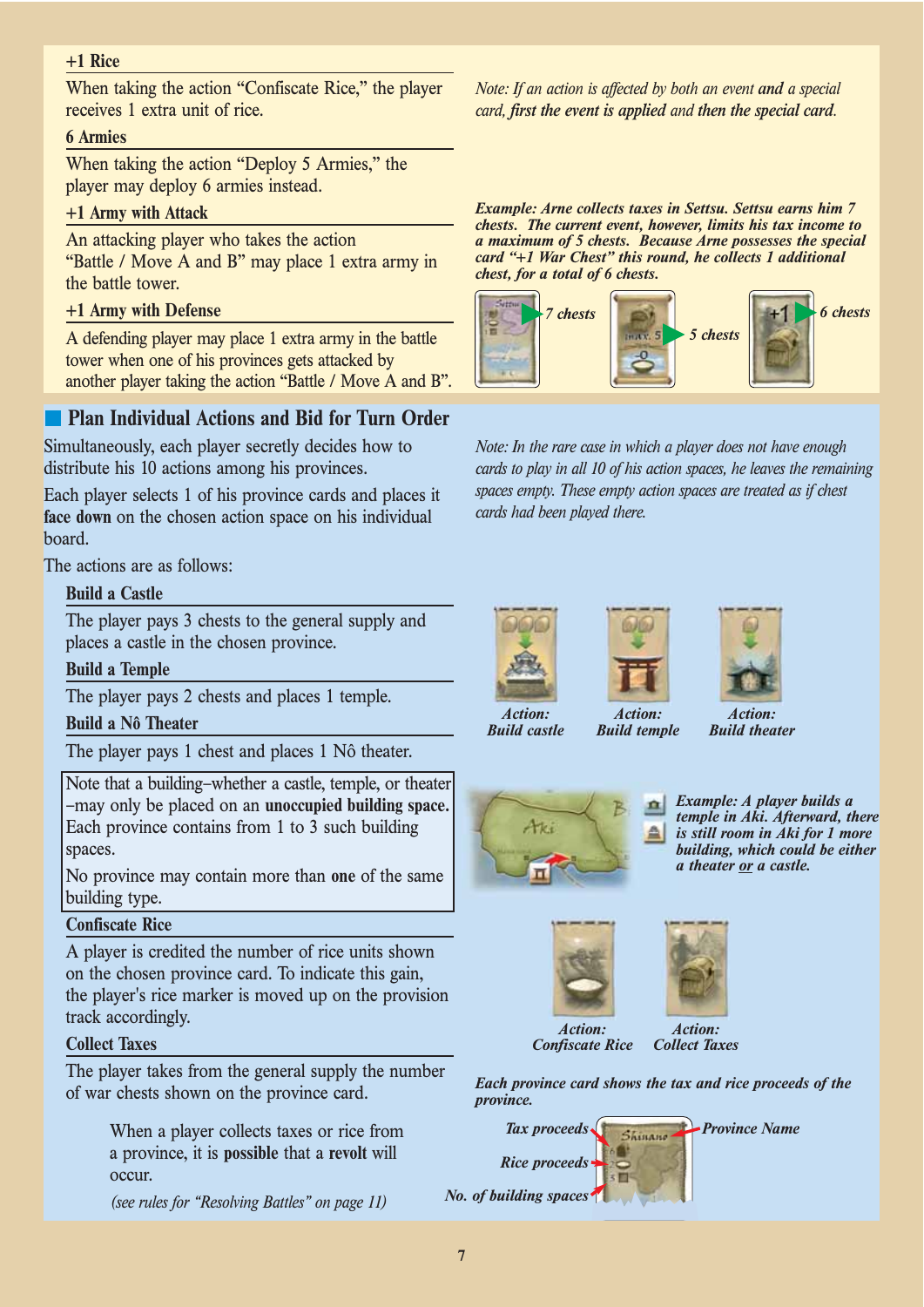**+1 Rice**

When taking the action "Confiscate Rice," the player receives 1 extra unit of rice.

**6 Armies**

When taking the action "Deploy 5 Armies," the player may deploy 6 armies instead.

**+1 Army with Attack**

An attacking player who takes the action "Battle / Move A and B" may place 1 extra army in the battle tower.

**+1 Army with Defense**

A defending player may place 1 extra army in the battle tower when one of his provinces gets attacked by another player taking the action "Battle / Move A and B".

*Note: If an action is affected by both an event* ***and*** *a special card,* ***first the event is applied*** *and* ***then the special card.***

***Example: Arne collects taxes in Settsu. Settsu earns him 7 chests. The current event, however, limits his tax income to a maximum of 5 chests. Because Arne possesses the special card "+1 War Chest" this round, he collects 1 additional chest, for a total of 6 chests.***

*7 chests* — *5 chests* — *6 chests*

## Plan Individual Actions and Bid for Turn Order

Simultaneously, each player secretly decides how to distribute his 10 actions among his provinces.

Each player selects 1 of his province cards and places it **face down** on the chosen action space on his individual board.

The actions are as follows:

*Note: In the rare case in which a player does not have enough cards to play in all 10 of his action spaces, he leaves the remaining spaces empty. These empty action spaces are treated as if chest cards had been played there.*

**Build a Castle**

The player pays 3 chests to the general supply and places a castle in the chosen province.

**Build a Temple**

The player pays 2 chests and places 1 temple.

**Build a Nô Theater**

The player pays 1 chest and places 1 Nô theater.

***Action: Build castle*** — ***Action: Build temple*** — ***Action: Build theater***

Note that a building–whether a castle, temple, or theater–may only be placed on an **unoccupied building space.** Each province contains from 1 to 3 such building spaces.

No province may contain more than **one** of the same building type.

***Example: A player builds a temple in Aki. Afterward, there is still room in Aki for 1 more building, which could be either a theater or a castle.***

**Confiscate Rice**

A player is credited the number of rice units shown on the chosen province card. To indicate this gain, the player's rice marker is moved up on the provision track accordingly.

**Collect Taxes**

The player takes from the general supply the number of war chests shown on the province card.

***Action: Confiscate Rice*** — ***Action: Collect Taxes***

***Each province card shows the tax and rice proceeds of the province.***

***Tax proceeds*** — ***Province Name*** — ***Rice proceeds*** — ***No. of building spaces***

When a player collects taxes or rice from a province, it is **possible** that a **revolt** will occur.

*(see rules for "Resolving Battles" on page 11)*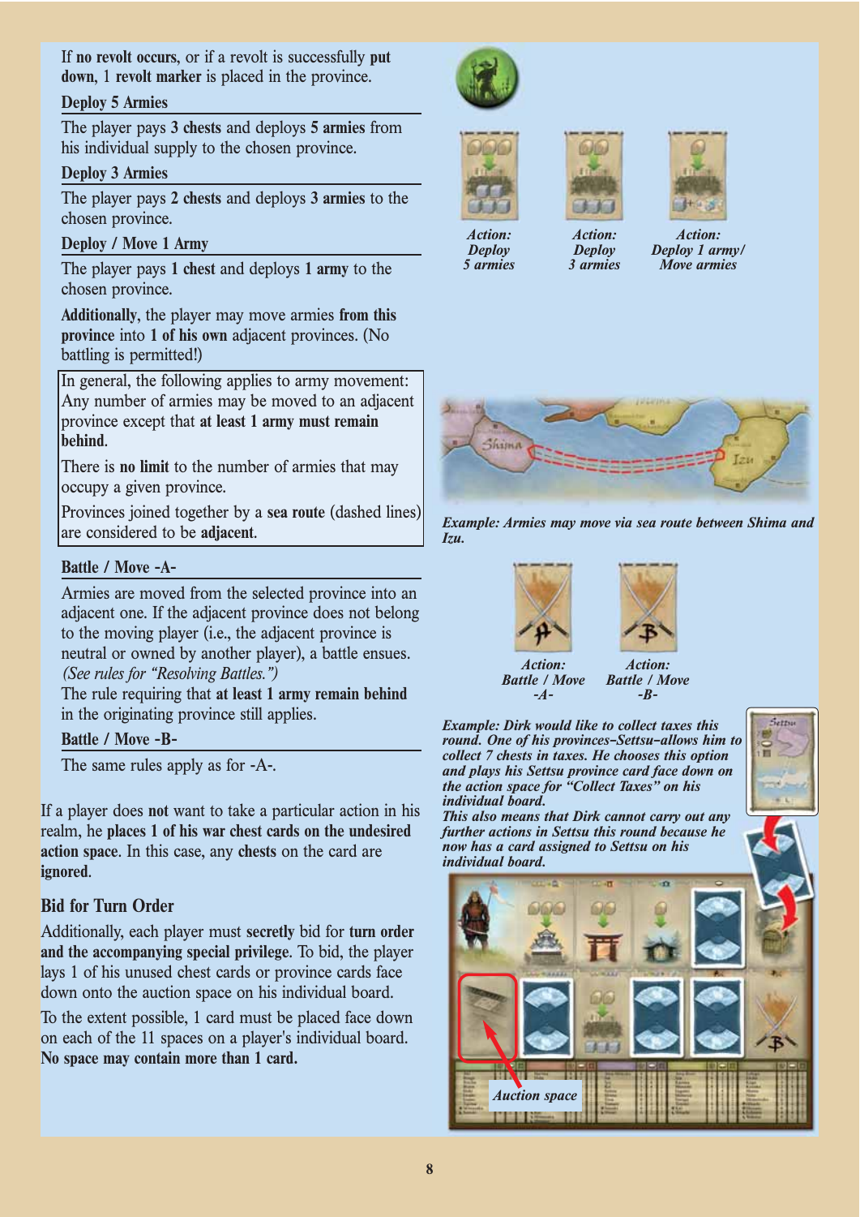If **no revolt occurs**, or if a revolt is successfully **put down**, 1 **revolt marker** is placed in the province.

### Deploy 5 Armies

The player pays **3 chests** and deploys **5 armies** from his individual supply to the chosen province.

### Deploy 3 Armies

The player pays **2 chests** and deploys **3 armies** to the chosen province.

### Deploy / Move 1 Army

The player pays **1 chest** and deploys **1 army** to the chosen province.

**Additionally,** the player may move armies **from this province** into **1 of his own** adjacent provinces. (No battling is permitted!)

In general, the following applies to army movement: Any number of armies may be moved to an adjacent province except that **at least 1 army must remain behind**.

There is **no limit** to the number of armies that may occupy a given province.

Provinces joined together by a **sea route** (dashed lines) are considered to be **adjacent**.

### Battle / Move -A-

Armies are moved from the selected province into an adjacent one. If the adjacent province does not belong to the moving player (i.e., the adjacent province is neutral or owned by another player), a battle ensues. *(See rules for "Resolving Battles.")*
The rule requiring that **at least 1 army remain behind** in the originating province still applies.

### Battle / Move -B-

The same rules apply as for -A-.

If a player does **not** want to take a particular action in his realm, he **places 1 of his war chest cards on the undesired action space**. In this case, any **chests** on the card are **ignored**.

## Bid for Turn Order

Additionally, each player must **secretly** bid for **turn order and the accompanying special privilege**. To bid, the player lays 1 of his unused chest cards or province cards face down onto the auction space on his individual board.

To the extent possible, 1 card must be placed face down on each of the 11 spaces on a player's individual board. **No space may contain more than 1 card.**

***Action: Deploy 5 armies***

***Action: Deploy 3 armies***

***Action: Deploy 1 army/ Move armies***

***Example: Armies may move via sea route between Shima and Izu.***

***Action: Battle / Move -A-***

***Action: Battle / Move -B-***

***Example: Dirk would like to collect taxes this round. One of his provinces–Settsu–allows him to collect 7 chests in taxes. He chooses this option and plays his Settsu province card face down on the action space for "Collect Taxes" on his individual board.***
***This also means that Dirk cannot carry out any further actions in Settsu this round because he now has a card assigned to Settsu on his individual board.***

***Auction space***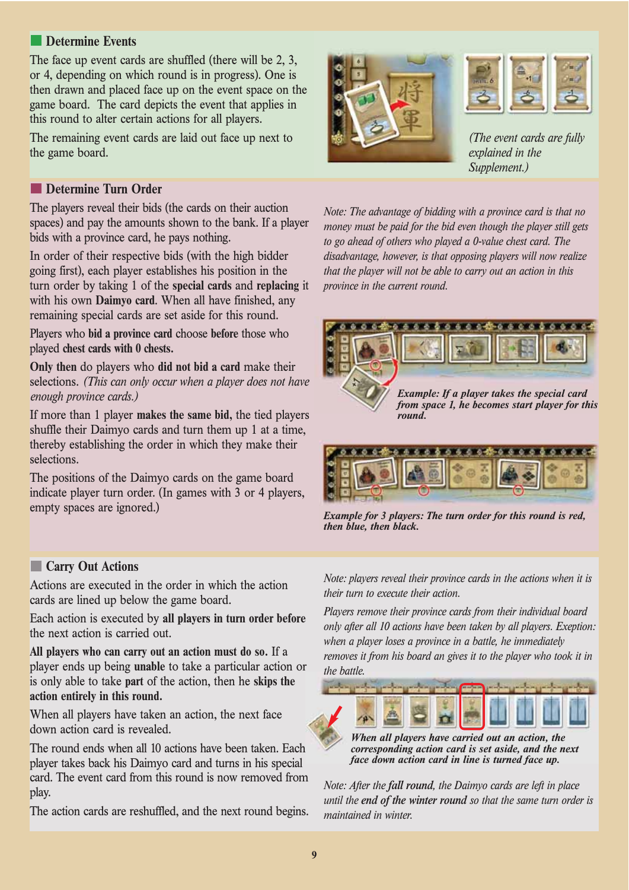## Determine Events

The face up event cards are shuffled (there will be 2, 3, or 4, depending on which round is in progress). One is then drawn and placed face up on the event space on the game board. The card depicts the event that applies in this round to alter certain actions for all players.

The remaining event cards are laid out face up next to the game board.

*(The event cards are fully explained in the Supplement.)*

## Determine Turn Order

The players reveal their bids (the cards on their auction spaces) and pay the amounts shown to the bank. If a player bids with a province card, he pays nothing.

In order of their respective bids (with the high bidder going first), each player establishes his position in the turn order by taking 1 of the **special cards** and **replacing** it with his own **Daimyo card**. When all have finished, any remaining special cards are set aside for this round.

Players who **bid a province card** choose **before** those who played **chest cards with 0 chests.**

**Only then** do players who **did not bid a card** make their selections. *(This can only occur when a player does not have enough province cards.)*

If more than 1 player **makes the same bid,** the tied players shuffle their Daimyo cards and turn them up 1 at a time, thereby establishing the order in which they make their selections.

The positions of the Daimyo cards on the game board indicate player turn order. (In games with 3 or 4 players, empty spaces are ignored.)

*Note: The advantage of bidding with a province card is that no money must be paid for the bid even though the player still gets to go ahead of others who played a 0-value chest card. The disadvantage, however, is that opposing players will now realize that the player will not be able to carry out an action in this province in the current round.*

***Example: If a player takes the special card from space 1, he becomes start player for this round.***

***Example for 3 players: The turn order for this round is red, then blue, then black.***

## Carry Out Actions

Actions are executed in the order in which the action cards are lined up below the game board.

Each action is executed by **all players in turn order before** the next action is carried out.

**All players who can carry out an action must do so.** If a player ends up being **unable** to take a particular action or is only able to take **part** of the action, then he **skips the action entirely in this round.**

When all players have taken an action, the next face down action card is revealed.

The round ends when all 10 actions have been taken. Each player takes back his Daimyo card and turns in his special card. The event card from this round is now removed from play.

The action cards are reshuffled, and the next round begins.

*Note: players reveal their province cards in the actions when it is their turn to execute their action.*

*Players remove their province cards from their individual board only after all 10 actions have been taken by all players. Exeption: when a player loses a province in a battle, he immediately removes it from his board an gives it to the player who took it in the battle.*

***When all players have carried out an action, the corresponding action card is set aside, and the next face down action card in line is turned face up.***

*Note: After the **fall round**, the Daimyo cards are left in place until the **end of the winter round** so that the same turn order is maintained in winter.*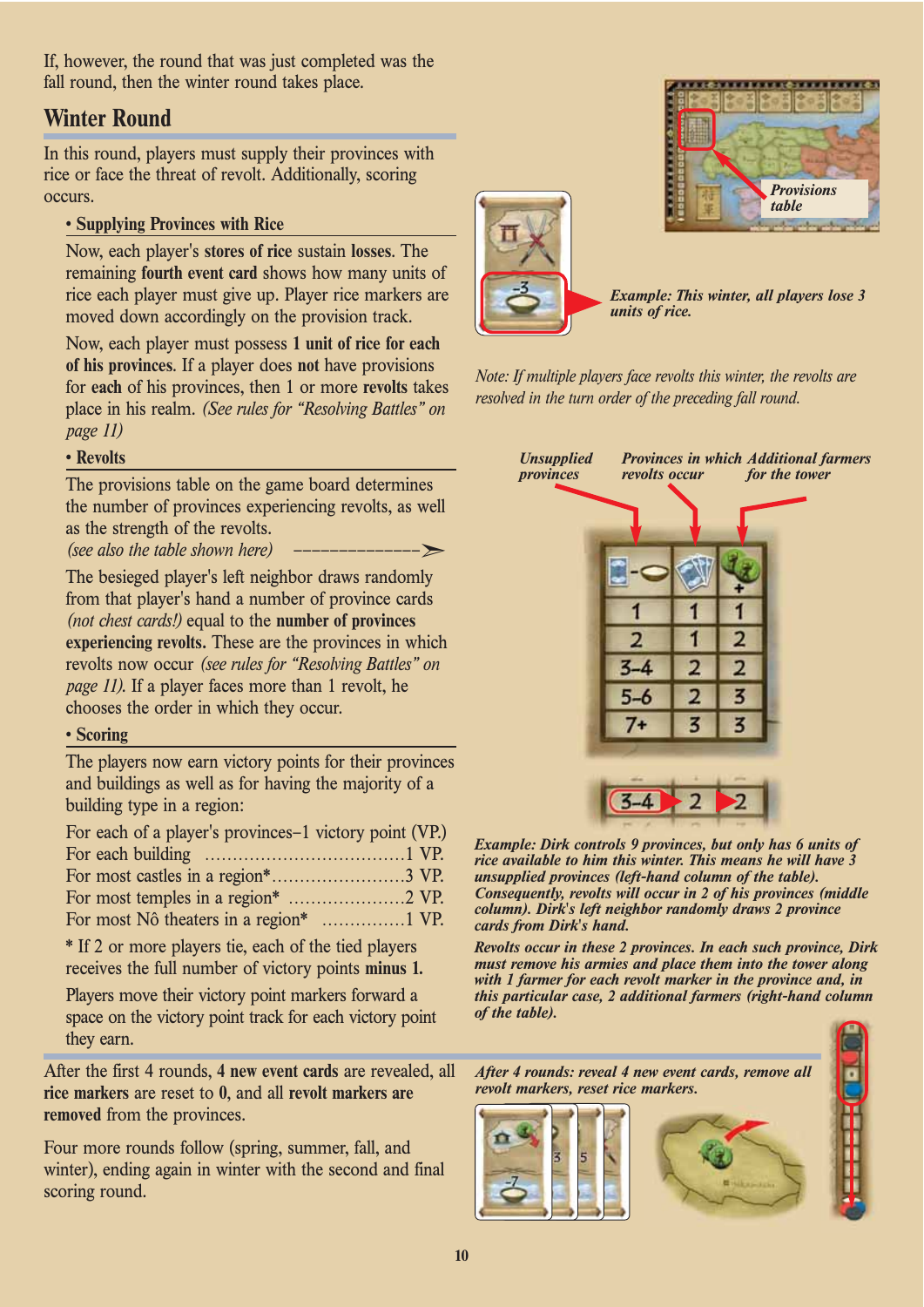If, however, the round that was just completed was the fall round, then the winter round takes place.

## Winter Round

In this round, players must supply their provinces with rice or face the threat of revolt. Additionally, scoring occurs.

### • Supplying Provinces with Rice

Now, each player's **stores of rice** sustain **losses**. The remaining **fourth event card** shows how many units of rice each player must give up. Player rice markers are moved down accordingly on the provision track.

Now, each player must possess **1 unit of rice for each of his provinces**. If a player does **not** have provisions for **each** of his provinces, then 1 or more **revolts** takes place in his realm. *(See rules for "Resolving Battles" on page 11)*

### • Revolts

The provisions table on the game board determines the number of provinces experiencing revolts, as well as the strength of the revolts.
*(see also the table shown here)* ------------->

The besieged player's left neighbor draws randomly from that player's hand a number of province cards *(not chest cards!)* equal to the **number of provinces experiencing revolts.** These are the provinces in which revolts now occur *(see rules for "Resolving Battles" on page 11).* If a player faces more than 1 revolt, he chooses the order in which they occur.

### • Scoring

The players now earn victory points for their provinces and buildings as well as for having the majority of a building type in a region:

For each of a player's provinces–1 victory point (VP.)
For each building ....................................1 VP.
For most castles in a region*........................3 VP.
For most temples in a region* .....................2 VP.
For most Nô theaters in a region* ...............1 VP.

\* If 2 or more players tie, each of the tied players receives the full number of victory points **minus 1.**

Players move their victory point markers forward a space on the victory point track for each victory point they earn.

After the first 4 rounds, **4 new event cards** are revealed, all **rice markers** are reset to **0**, and all **revolt markers are removed** from the provinces.

Four more rounds follow (spring, summer, fall, and winter), ending again in winter with the second and final scoring round.

*Provisions table*

***Example: This winter, all players lose 3 units of rice.***

*Note: If multiple players face revolts this winter, the revolts are resolved in the turn order of the preceding fall round.*

| Unsupplied provinces | Provinces in which revolts occur | Additional farmers for the tower |
|---|---|---|
| 1 | 1 | 1 |
| 2 | 1 | 2 |
| 3-4 | 2 | 2 |
| 5-6 | 2 | 3 |
| 7+ | 3 | 3 |

3-4 ▶ 2 ▶ 2

***Example: Dirk controls 9 provinces, but only has 6 units of rice available to him this winter. This means he will have 3 unsupplied provinces (left-hand column of the table). Consequently, revolts will occur in 2 of his provinces (middle column). Dirk's left neighbor randomly draws 2 province cards from Dirk's hand.***

***Revolts occur in these 2 provinces. In each such province, Dirk must remove his armies and place them into the tower along with 1 farmer for each revolt marker in the province and, in this particular case, 2 additional farmers (right-hand column of the table).***

***After 4 rounds: reveal 4 new event cards, remove all revolt markers, reset rice markers.***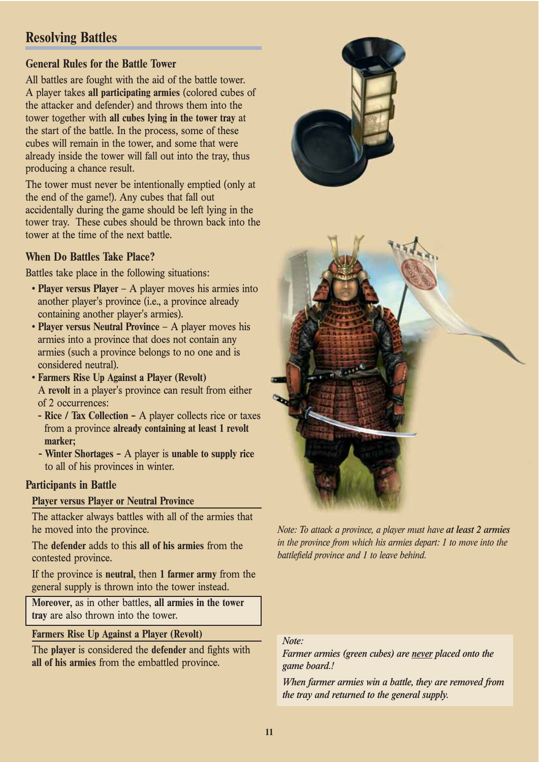## Resolving Battles

### General Rules for the Battle Tower

All battles are fought with the aid of the battle tower. A player takes **all participating armies** (colored cubes of the attacker and defender) and throws them into the tower together with **all cubes lying in the tower tray** at the start of the battle. In the process, some of these cubes will remain in the tower, and some that were already inside the tower will fall out into the tray, thus producing a chance result.

The tower must never be intentionally emptied (only at the end of the game!). Any cubes that fall out accidentally during the game should be left lying in the tower tray. These cubes should be thrown back into the tower at the time of the next battle.

### When Do Battles Take Place?

Battles take place in the following situations:

- **Player versus Player** – A player moves his armies into another player's province (i.e., a province already containing another player's armies).
- **Player versus Neutral Province** – A player moves his armies into a province that does not contain any armies (such a province belongs to no one and is considered neutral).
- **Farmers Rise Up Against a Player (Revolt)**
  A **revolt** in a player's province can result from either of 2 occurrences:
  - **Rice / Tax Collection –** A player collects rice or taxes from a province **already containing at least 1 revolt marker;**
  - **Winter Shortages –** A player is **unable to supply rice** to all of his provinces in winter.

### Participants in Battle

#### Player versus Player or Neutral Province

The attacker always battles with all of the armies that he moved into the province.

The **defender** adds to this **all of his armies** from the contested province.

If the province is **neutral**, then **1 farmer army** from the general supply is thrown into the tower instead.

**Moreover**, as in other battles, **all armies in the tower tray** are also thrown into the tower.

#### Farmers Rise Up Against a Player (Revolt)

The **player** is considered the **defender** and fights with **all of his armies** from the embattled province.

*Note: To attack a province, a player must have **at least 2 armies** in the province from which his armies depart: 1 to move into the battlefield province and 1 to leave behind.*

*Note:*
*Farmer armies (green cubes) are never placed onto the game board.!*

*When farmer armies win a battle, they are removed from the tray and returned to the general supply.*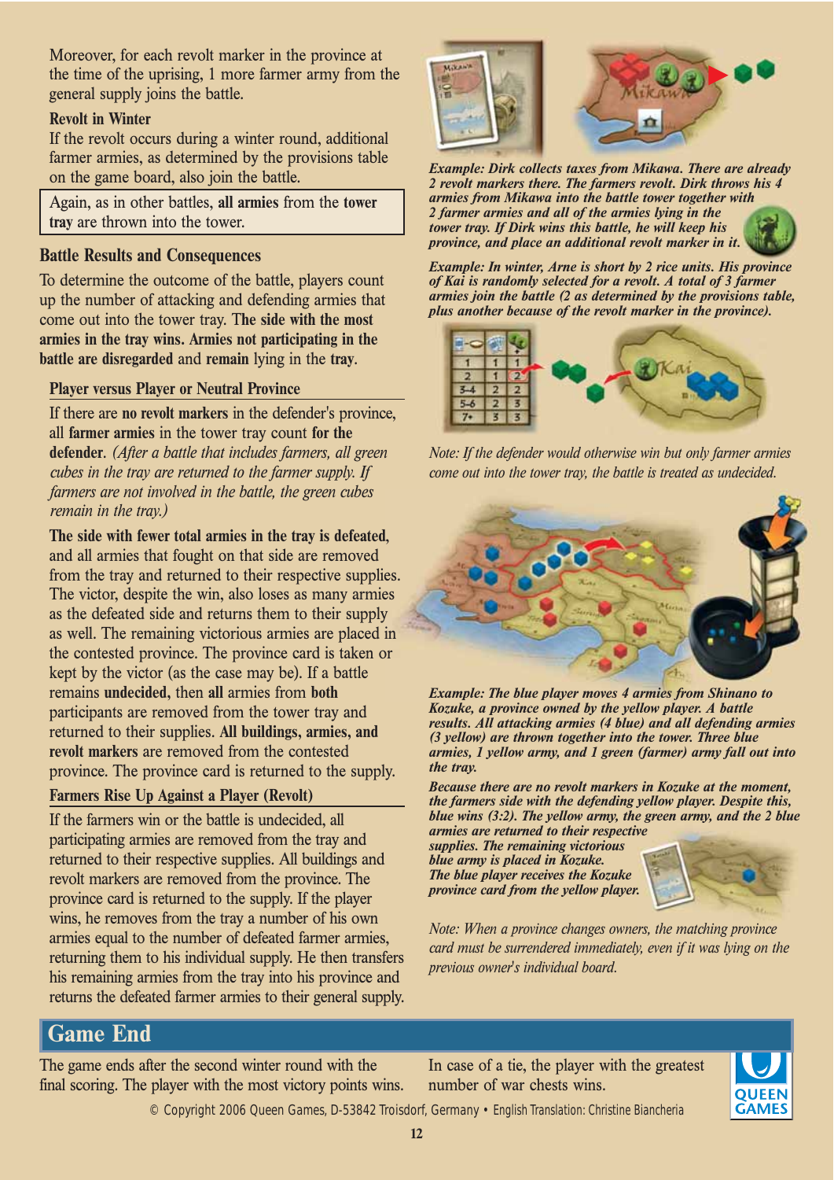Moreover, for each revolt marker in the province at the time of the uprising, 1 more farmer army from the general supply joins the battle.

**Revolt in Winter**

If the revolt occurs during a winter round, additional farmer armies, as determined by the provisions table on the game board, also join the battle.

Again, as in other battles, **all armies** from the **tower tray** are thrown into the tower.

## Battle Results and Consequences

To determine the outcome of the battle, players count up the number of attacking and defending armies that come out into the tower tray. **The side with the most armies in the tray wins. Armies not participating in the battle are disregarded** and **remain** lying in the **tray**.

### Player versus Player or Neutral Province

If there are **no revolt markers** in the defender's province, all **farmer armies** in the tower tray count **for the defender**. *(After a battle that includes farmers, all green cubes in the tray are returned to the farmer supply. If farmers are not involved in the battle, the green cubes remain in the tray.)*

**The side with fewer total armies in the tray is defeated**, and all armies that fought on that side are removed from the tray and returned to their respective supplies. The victor, despite the win, also loses as many armies as the defeated side and returns them to their supply as well. The remaining victorious armies are placed in the contested province. The province card is taken or kept by the victor (as the case may be). If a battle remains **undecided,** then **all** armies from **both** participants are removed from the tower tray and returned to their supplies. **All buildings, armies, and revolt markers** are removed from the contested province. The province card is returned to the supply.

### Farmers Rise Up Against a Player (Revolt)

If the farmers win or the battle is undecided, all participating armies are removed from the tray and returned to their respective supplies. All buildings and revolt markers are removed from the province. The province card is returned to the supply. If the player wins, he removes from the tray a number of his own armies equal to the number of defeated farmer armies, returning them to his individual supply. He then transfers his remaining armies from the tray into his province and returns the defeated farmer armies to their general supply.

***Example:** Dirk collects taxes from Mikawa. There are already 2 revolt markers there. The farmers revolt. Dirk throws his 4 armies from Mikawa into the battle tower together with 2 farmer armies and all of the armies lying in the tower tray. If Dirk wins this battle, he will keep his province, and place an additional revolt marker in it.*

***Example:** In winter, Arne is short by 2 rice units. His province of Kai is randomly selected for a revolt. A total of 3 farmer armies join the battle (2 as determined by the provisions table, plus another because of the revolt marker in the province).*

| | | |
|---|---|---|
| 1 | 1 | 1 |
| 2 | 1 | 2 |
| 3-4 | 2 | 2 |
| 5-6 | 2 | 3 |
| 7+ | 3 | 3 |

*Note: If the defender would otherwise win but only farmer armies come out into the tower tray, the battle is treated as undecided.*

***Example:** The blue player moves 4 armies from Shinano to Kozuke, a province owned by the yellow player. A battle results. All attacking armies (4 blue) and all defending armies (3 yellow) are thrown together into the tower. Three blue armies, 1 yellow army, and 1 green (farmer) army fall out into the tray.*

***Because there are no revolt markers in Kozuke at the moment, the farmers side with the defending yellow player. Despite this, blue wins (3:2). The yellow army, the green army, and the 2 blue armies are returned to their respective supplies. The remaining victorious blue army is placed in Kozuke. The blue player receives the Kozuke province card from the yellow player.***

*Note: When a province changes owners, the matching province card must be surrendered immediately, even if it was lying on the previous owner's individual board.*

# Game End

The game ends after the second winter round with the final scoring. The player with the most victory points wins.

In case of a tie, the player with the greatest number of war chests wins.

© Copyright 2006 Queen Games, D-53842 Troisdorf, Germany • English Translation: Christine Biancheria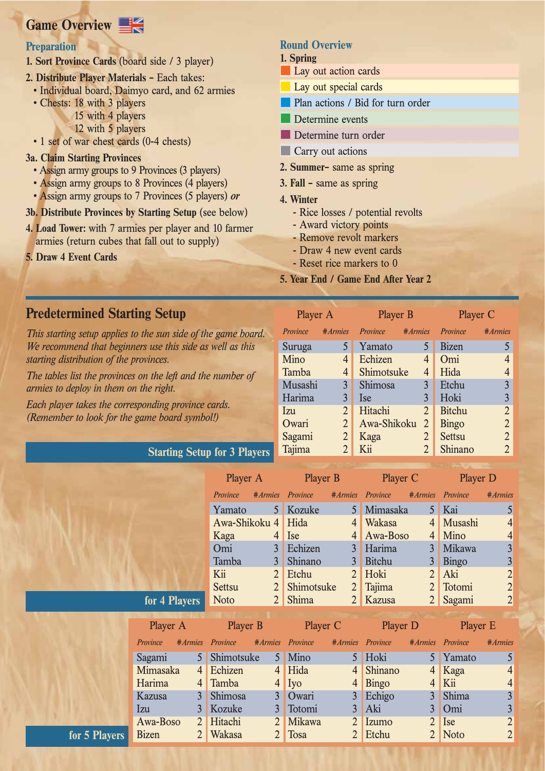## Game Overview

### Preparation

1. **Sort Province Cards** (board side / 3 player)
2. **Distribute Player Materials –** Each takes:
   - Individual board, Daimyo card, and 62 armies
   - Chests: 18 with 3 players
     15 with 4 players
     12 with 5 players
   - 1 set of war chest cards (0-4 chests)

**3a. Claim Starting Provinces**

- Assign army groups to 9 Provinces (3 players)
- Assign army groups to 8 Provinces (4 players)
- Assign army groups to 7 Provinces (5 players) ***or***

**3b. Distribute Provinces by Starting Setup** (see below)

4. **Load Tower:** with 7 armies per player and 10 farmer armies (return cubes that fall out to supply)
5. **Draw 4 Event Cards**

### Round Overview

1. **Spring**
   - Lay out action cards
   - Lay out special cards
   - Plan actions / Bid for turn order
   - Determine events
   - Determine turn order
   - Carry out actions
2. **Summer–** same as spring
3. **Fall –** same as spring
4. **Winter**
   - Rice losses / potential revolts
   - Award victory points
   - Remove revolt markers
   - Draw 4 new event cards
   - Reset rice markers to 0
5. **Year End / Game End After Year 2**

## Predetermined Starting Setup

*This starting setup applies to the sun side of the game board. We recommend that beginners use this side as well as this starting distribution of the provinces.*

*The tables list the provinces on the left and the number of armies to deploy in them on the right.*

*Each player takes the corresponding province cards. (Remember to look for the game board symbol!)*

### Starting Setup for 3 Players

| Player A | | Player B | | Player C | |
|---|---|---|---|---|---|
| *Province* | *#Armies* | *Province* | *#Armies* | *Province* | *#Armies* |
| Suruga | 5 | Yamato | 5 | Bizen | 5 |
| Mino | 4 | Echizen | 4 | Omi | 4 |
| Tamba | 4 | Shimotsuke | 4 | Hida | 4 |
| Musashi | 3 | Shimosa | 3 | Etchu | 3 |
| Harima | 3 | Ise | 3 | Hoki | 3 |
| Izu | 2 | Hitachi | 2 | Bitchu | 2 |
| Owari | 2 | Awa-Shikoku | 2 | Bingo | 2 |
| Sagami | 2 | Kaga | 2 | Settsu | 2 |
| Tajima | 2 | Kii | 2 | Shinano | 2 |

### for 4 Players

| Player A | | Player B | | Player C | | Player D | |
|---|---|---|---|---|---|---|---|
| *Province* | *#Armies* | *Province* | *#Armies* | *Province* | *#Armies* | *Province* | *#Armies* |
| Yamato | 5 | Kozuke | 5 | Mimasaka | 5 | Kai | 5 |
| Awa-Shikoku | 4 | Hida | 4 | Wakasa | 4 | Musashi | 4 |
| Kaga | 4 | Ise | 4 | Awa-Boso | 4 | Mino | 4 |
| Omi | 3 | Echizen | 3 | Harima | 3 | Mikawa | 3 |
| Tamba | 3 | Shinano | 3 | Bitchu | 3 | Bingo | 3 |
| Kii | 2 | Etchu | 2 | Hoki | 2 | Aki | 2 |
| Settsu | 2 | Shimotsuke | 2 | Tajima | 2 | Totomi | 2 |
| Noto | 2 | Shima | 2 | Kazusa | 2 | Sagami | 2 |

### for 5 Players

| Player A | | Player B | | Player C | | Player D | | Player E | |
|---|---|---|---|---|---|---|---|---|---|
| *Province* | *#Armies* | *Province* | *#Armies* | *Province* | *#Armies* | *Province* | *#Armies* | *Province* | *#Armies* |
| Sagami | 5 | Shimotsuke | 5 | Mino | 5 | Hoki | 5 | Yamato | 5 |
| Mimasaka | 4 | Echizen | 4 | Hida | 4 | Shinano | 4 | Kaga | 4 |
| Harima | 4 | Tamba | 4 | Iyo | 4 | Bingo | 4 | Kii | 4 |
| Kazusa | 3 | Shimosa | 3 | Owari | 3 | Echigo | 3 | Shima | 3 |
| Izu | 3 | Kozuke | 3 | Totomi | 3 | Aki | 3 | Omi | 3 |
| Awa-Boso | 2 | Hitachi | 2 | Mikawa | 2 | Izumo | 2 | Ise | 2 |
| Bizen | 2 | Wakasa | 2 | Tosa | 2 | Etchu | 2 | Noto | 2 |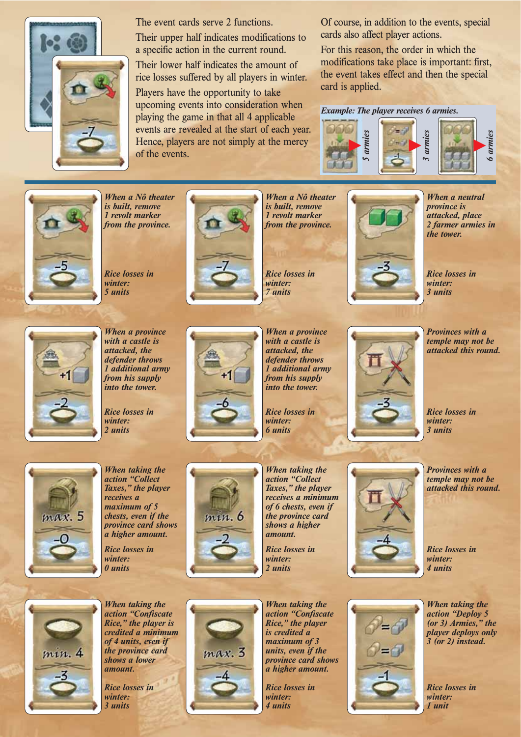The event cards serve 2 functions.

Their upper half indicates modifications to a specific action in the current round.

Their lower half indicates the amount of rice losses suffered by all players in winter.

Players have the opportunity to take upcoming events into consideration when playing the game in that all 4 applicable events are revealed at the start of each year. Hence, players are not simply at the mercy of the events.

Of course, in addition to the events, special cards also affect player actions.

For this reason, the order in which the modifications take place is important: first, the event takes effect and then the special card is applied.

*Example: The player receives 6 armies.*

5 armies

3 armies

6 armies

*When a Nô theater is built, remove 1 revolt marker from the province.*

*Rice losses in winter: 5 units*

*When a Nô theater is built, remove 1 revolt marker from the province.*

*Rice losses in winter: 7 units*

*When a neutral province is attacked, place 2 farmer armies in the tower.*

*Rice losses in winter: 3 units*

*When a province with a castle is attacked, the defender throws 1 additional army from his supply into the tower.*

*Rice losses in winter: 2 units*

*When a province with a castle is attacked, the defender throws 1 additional army from his supply into the tower.*

*Rice losses in winter: 6 units*

*Provinces with a temple may not be attacked this round.*

*Rice losses in winter: 3 units*

*When taking the action "Collect Taxes," the player receives a maximum of 5 chests, even if the province card shows a higher amount.*

*Rice losses in winter: 0 units*

*When taking the action "Collect Taxes," the player receives a minimum of 6 chests, even if the province card shows a higher amount.*

*Rice losses in winter: 2 units*

*Provinces with a temple may not be attacked this round.*

*Rice losses in winter: 4 units*

*When taking the action "Confiscate Rice," the player is credited a minimum of 4 units, even if the province card shows a lower amount.*

*Rice losses in winter: 3 units*

*When taking the action "Confiscate Rice," the player is credited a maximum of 3 units, even if the province card shows a higher amount.*

*Rice losses in winter: 4 units*

*When taking the action "Deploy 5 (or 3) Armies," the player deploys only 3 (or 2) instead.*

*Rice losses in winter: 1 unit*